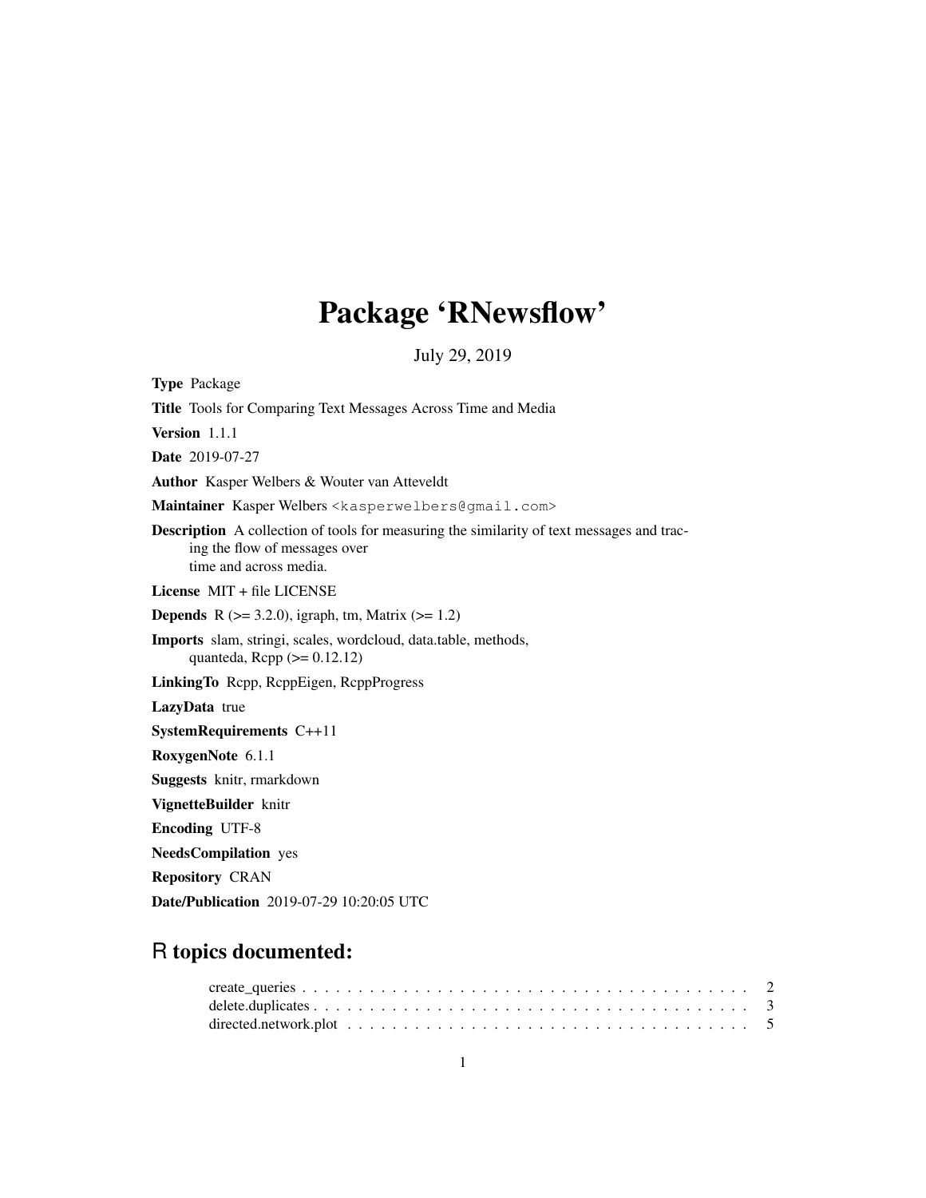# Package 'RNewsflow'

July 29, 2019

**Type** Package

**Title** Tools for Comparing Text Messages Across Time and Media

**Version** 1.1.1

**Date** 2019-07-27

**Author** Kasper Welbers & Wouter van Atteveldt

**Maintainer** Kasper Welbers <kasperwelbers@gmail.com>

**Description** A collection of tools for measuring the similarity of text messages and tracing the flow of messages over time and across media.

**License** MIT + file LICENSE

**Depends** R (>= 3.2.0), igraph, tm, Matrix (>= 1.2)

**Imports** slam, stringi, scales, wordcloud, data.table, methods, quanteda, Rcpp (>= 0.12.12)

**LinkingTo** Rcpp, RcppEigen, RcppProgress

**LazyData** true

**SystemRequirements** C++11

**RoxygenNote** 6.1.1

**Suggests** knitr, rmarkdown

**VignetteBuilder** knitr

**Encoding** UTF-8

**NeedsCompilation** yes

**Repository** CRAN

**Date/Publication** 2019-07-29 10:20:05 UTC

## R topics documented:

create_queries . . . . . . . . . . . . . . . . . . . . . . . . . . . . . . . . . . . . . . . . . 2
delete.duplicates . . . . . . . . . . . . . . . . . . . . . . . . . . . . . . . . . . . . . . . . 3
directed.network.plot . . . . . . . . . . . . . . . . . . . . . . . . . . . . . . . . . . . . . 5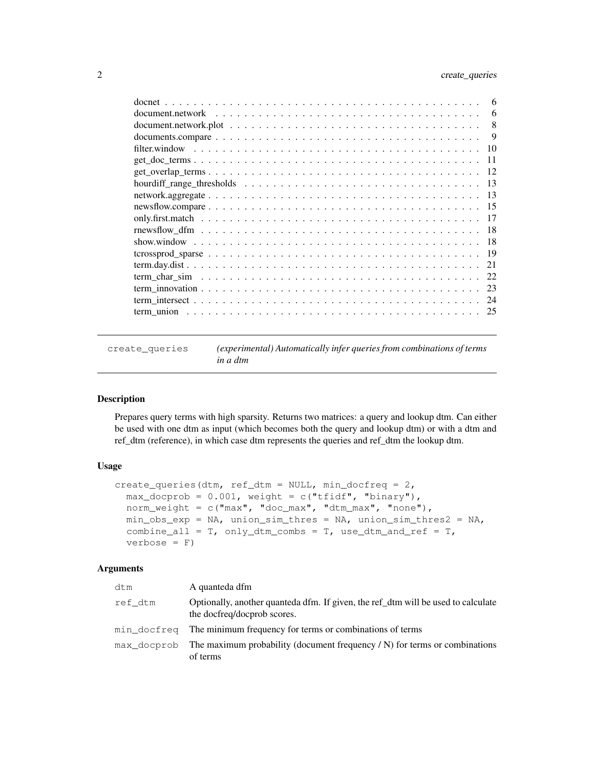| | |
|---|---|
| docnet | 6 |
| document.network | 6 |
| document.network.plot | 8 |
| documents.compare | 9 |
| filter.window | 10 |
| get_doc_terms | 11 |
| get_overlap_terms | 12 |
| hourdiff_range_thresholds | 13 |
| network.aggregate | 13 |
| newsflow.compare | 15 |
| only.first.match | 17 |
| rnewsflow_dfm | 18 |
| show.window | 18 |
| tcrossprod_sparse | 19 |
| term.day.dist | 21 |
| term_char_sim | 22 |
| term_innovation | 23 |
| term_intersect | 24 |
| term_union | 25 |

## create_queries — *(experimental) Automatically infer queries from combinations of terms in a dtm*

### Description

Prepares query terms with high sparsity. Returns two matrices: a query and lookup dtm. Can either be used with one dtm as input (which becomes both the query and lookup dtm) or with a dtm and ref_dtm (reference), in which case dtm represents the queries and ref_dtm the lookup dtm.

### Usage

```
create_queries(dtm, ref_dtm = NULL, min_docfreq = 2,
  max_docprob = 0.001, weight = c("tfidf", "binary"),
  norm_weight = c("max", "doc_max", "dtm_max", "none"),
  min_obs_exp = NA, union_sim_thres = NA, union_sim_thres2 = NA,
  combine_all = T, only_dtm_combs = T, use_dtm_and_ref = T,
  verbose = F)
```

### Arguments

| | |
|---|---|
| dtm | A quanteda dfm |
| ref_dtm | Optionally, another quanteda dfm. If given, the ref_dtm will be used to calculate the docfreq/docprob scores. |
| min_docfreq | The minimum frequency for terms or combinations of terms |
| max_docprob | The maximum probability (document frequency / N) for terms or combinations of terms |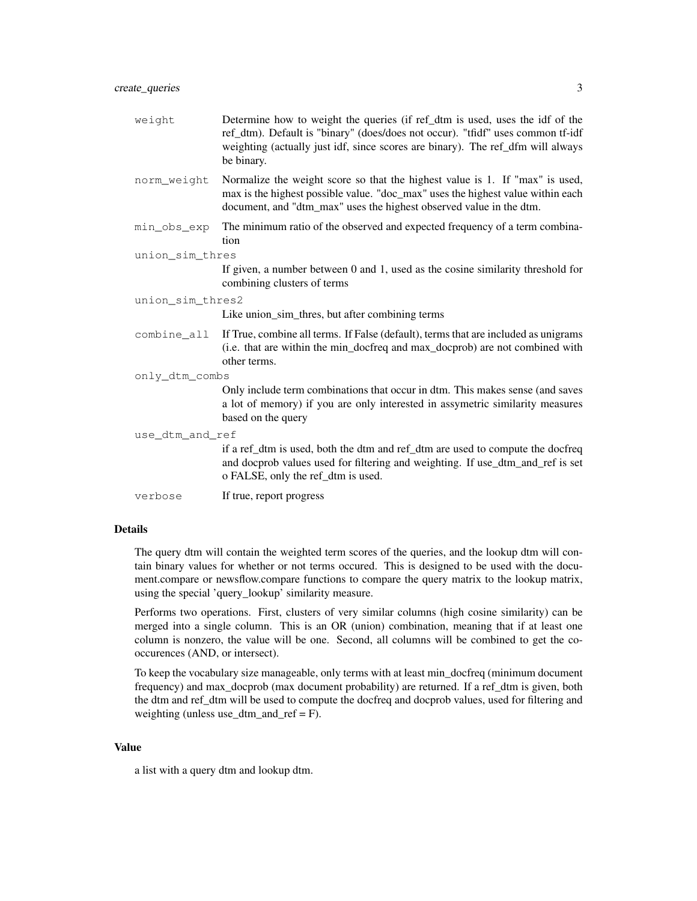| | |
|---|---|
| `weight` | Determine how to weight the queries (if ref_dtm is used, uses the idf of the ref_dtm). Default is "binary" (does/does not occur). "tfidf" uses common tf-idf weighting (actually just idf, since scores are binary). The ref_dfm will always be binary. |
| `norm_weight` | Normalize the weight score so that the highest value is 1. If "max" is used, max is the highest possible value. "doc_max" uses the highest value within each document, and "dtm_max" uses the highest observed value in the dtm. |
| `min_obs_exp` | The minimum ratio of the observed and expected frequency of a term combination |
| `union_sim_thres` | If given, a number between 0 and 1, used as the cosine similarity threshold for combining clusters of terms |
| `union_sim_thres2` | Like union_sim_thres, but after combining terms |
| `combine_all` | If True, combine all terms. If False (default), terms that are included as unigrams (i.e. that are within the min_docfreq and max_docprob) are not combined with other terms. |
| `only_dtm_combs` | Only include term combinations that occur in dtm. This makes sense (and saves a lot of memory) if you are only interested in assymetric similarity measures based on the query |
| `use_dtm_and_ref` | if a ref_dtm is used, both the dtm and ref_dtm are used to compute the docfreq and docprob values used for filtering and weighting. If use_dtm_and_ref is set o FALSE, only the ref_dtm is used. |
| `verbose` | If true, report progress |

## Details

The query dtm will contain the weighted term scores of the queries, and the lookup dtm will contain binary values for whether or not terms occured. This is designed to be used with the document.compare or newsflow.compare functions to compare the query matrix to the lookup matrix, using the special 'query_lookup' similarity measure.

Performs two operations. First, clusters of very similar columns (high cosine similarity) can be merged into a single column. This is an OR (union) combination, meaning that if at least one column is nonzero, the value will be one. Second, all columns will be combined to get the cooccurences (AND, or intersect).

To keep the vocabulary size manageable, only terms with at least min_docfreq (minimum document frequency) and max_docprob (max document probability) are returned. If a ref_dtm is given, both the dtm and ref_dtm will be used to compute the docfreq and docprob values, used for filtering and weighting (unless use_dtm_and_ref = F).

## Value

a list with a query dtm and lookup dtm.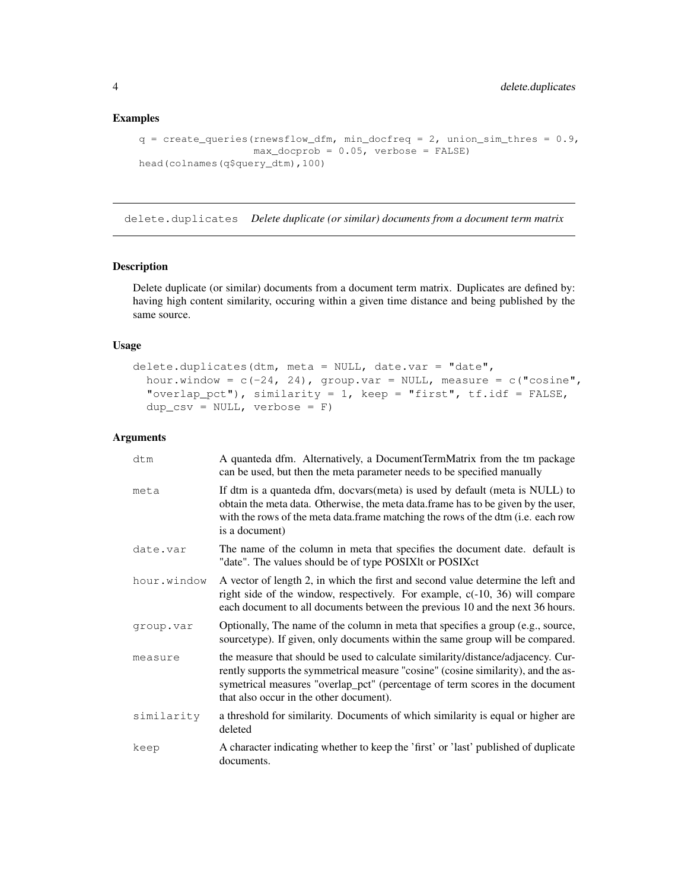### Examples

```
q = create_queries(rnewsflow_dfm, min_docfreq = 2, union_sim_thres = 0.9,
                   max_docprob = 0.05, verbose = FALSE)
head(colnames(q$query_dtm),100)
```

---

## delete.duplicates    *Delete duplicate (or similar) documents from a document term matrix*

---

### Description

Delete duplicate (or similar) documents from a document term matrix. Duplicates are defined by: having high content similarity, occuring within a given time distance and being published by the same source.

### Usage

```
delete.duplicates(dtm, meta = NULL, date.var = "date",
  hour.window = c(-24, 24), group.var = NULL, measure = c("cosine",
  "overlap_pct"), similarity = 1, keep = "first", tf.idf = FALSE,
  dup_csv = NULL, verbose = F)
```

### Arguments

| | |
|---|---|
| `dtm` | A quanteda dfm. Alternatively, a DocumentTermMatrix from the tm package can be used, but then the meta parameter needs to be specified manually |
| `meta` | If dtm is a quanteda dfm, docvars(meta) is used by default (meta is NULL) to obtain the meta data. Otherwise, the meta data.frame has to be given by the user, with the rows of the meta data.frame matching the rows of the dtm (i.e. each row is a document) |
| `date.var` | The name of the column in meta that specifies the document date. default is "date". The values should be of type POSIXlt or POSIXct |
| `hour.window` | A vector of length 2, in which the first and second value determine the left and right side of the window, respectively. For example, c(-10, 36) will compare each document to all documents between the previous 10 and the next 36 hours. |
| `group.var` | Optionally, The name of the column in meta that specifies a group (e.g., source, sourcetype). If given, only documents within the same group will be compared. |
| `measure` | the measure that should be used to calculate similarity/distance/adjacency. Currently supports the symmetrical measure "cosine" (cosine similarity), and the assymetrical measures "overlap_pct" (percentage of term scores in the document that also occur in the other document). |
| `similarity` | a threshold for similarity. Documents of which similarity is equal or higher are deleted |
| `keep` | A character indicating whether to keep the 'first' or 'last' published of duplicate documents. |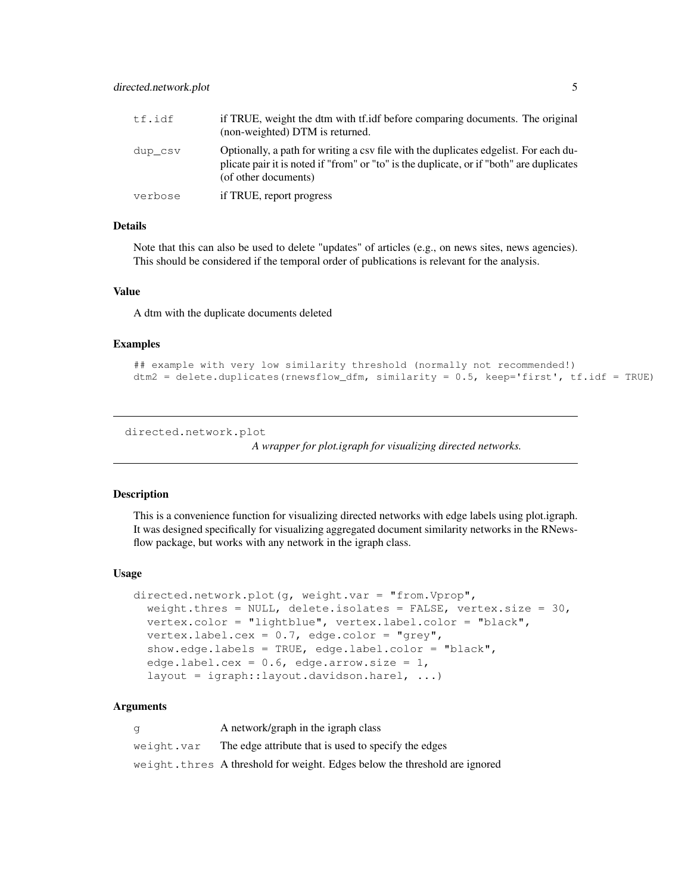| | |
|---|---|
| tf.idf | if TRUE, weight the dtm with tf.idf before comparing documents. The original (non-weighted) DTM is returned. |
| dup_csv | Optionally, a path for writing a csv file with the duplicates edgelist. For each duplicate pair it is noted if "from" or "to" is the duplicate, or if "both" are duplicates (of other documents) |
| verbose | if TRUE, report progress |

### Details

Note that this can also be used to delete "updates" of articles (e.g., on news sites, news agencies). This should be considered if the temporal order of publications is relevant for the analysis.

### Value

A dtm with the duplicate documents deleted

### Examples

```
## example with very low similarity threshold (normally not recommended!)
dtm2 = delete.duplicates(rnewsflow_dfm, similarity = 0.5, keep='first', tf.idf = TRUE)
```

---

## directed.network.plot

*A wrapper for plot.igraph for visualizing directed networks.*

---

### Description

This is a convenience function for visualizing directed networks with edge labels using plot.igraph. It was designed specifically for visualizing aggregated document similarity networks in the RNewsflow package, but works with any network in the igraph class.

### Usage

```
directed.network.plot(g, weight.var = "from.Vprop",
  weight.thres = NULL, delete.isolates = FALSE, vertex.size = 30,
  vertex.color = "lightblue", vertex.label.color = "black",
  vertex.label.cex = 0.7, edge.color = "grey",
  show.edge.labels = TRUE, edge.label.color = "black",
  edge.label.cex = 0.6, edge.arrow.size = 1,
  layout = igraph::layout.davidson.harel, ...)
```

### Arguments

| | |
|---|---|
| g | A network/graph in the igraph class |
| weight.var | The edge attribute that is used to specify the edges |
| weight.thres | A threshold for weight. Edges below the threshold are ignored |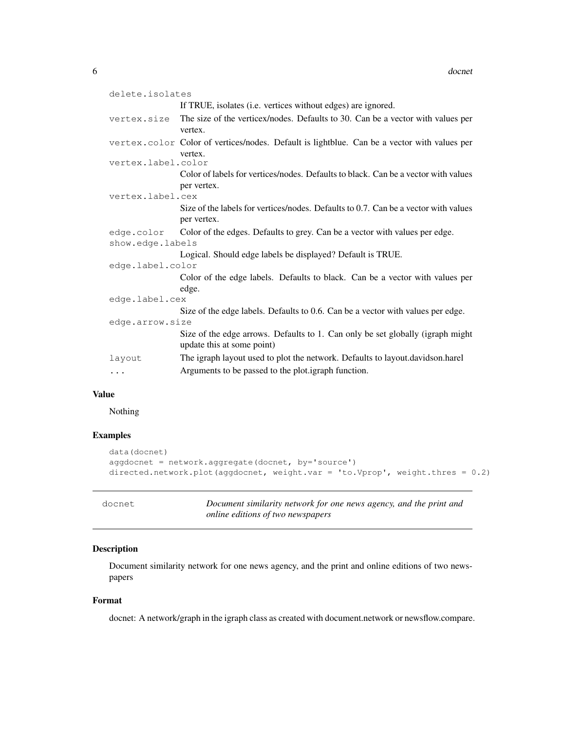`delete.isolates`
: If TRUE, isolates (i.e. vertices without edges) are ignored.

`vertex.size`
: The size of the verticex/nodes. Defaults to 30. Can be a vector with values per vertex.

`vertex.color`
: Color of vertices/nodes. Default is lightblue. Can be a vector with values per vertex.

`vertex.label.color`
: Color of labels for vertices/nodes. Defaults to black. Can be a vector with values per vertex.

`vertex.label.cex`
: Size of the labels for vertices/nodes. Defaults to 0.7. Can be a vector with values per vertex.

`edge.color`
: Color of the edges. Defaults to grey. Can be a vector with values per edge.

`show.edge.labels`
: Logical. Should edge labels be displayed? Default is TRUE.

`edge.label.color`
: Color of the edge labels. Defaults to black. Can be a vector with values per edge.

`edge.label.cex`
: Size of the edge labels. Defaults to 0.6. Can be a vector with values per edge.

`edge.arrow.size`
: Size of the edge arrows. Defaults to 1. Can only be set globally (igraph might update this at some point)

`layout`
: The igraph layout used to plot the network. Defaults to layout.davidson.harel

`...`
: Arguments to be passed to the plot.igraph function.

### Value

Nothing

### Examples

```
data(docnet)
aggdocnet = network.aggregate(docnet, by='source')
directed.network.plot(aggdocnet, weight.var = 'to.Vprop', weight.thres = 0.2)
```

---

## docnet — *Document similarity network for one news agency, and the print and online editions of two newspapers*

---

### Description

Document similarity network for one news agency, and the print and online editions of two newspapers

### Format

docnet: A network/graph in the igraph class as created with document.network or newsflow.compare.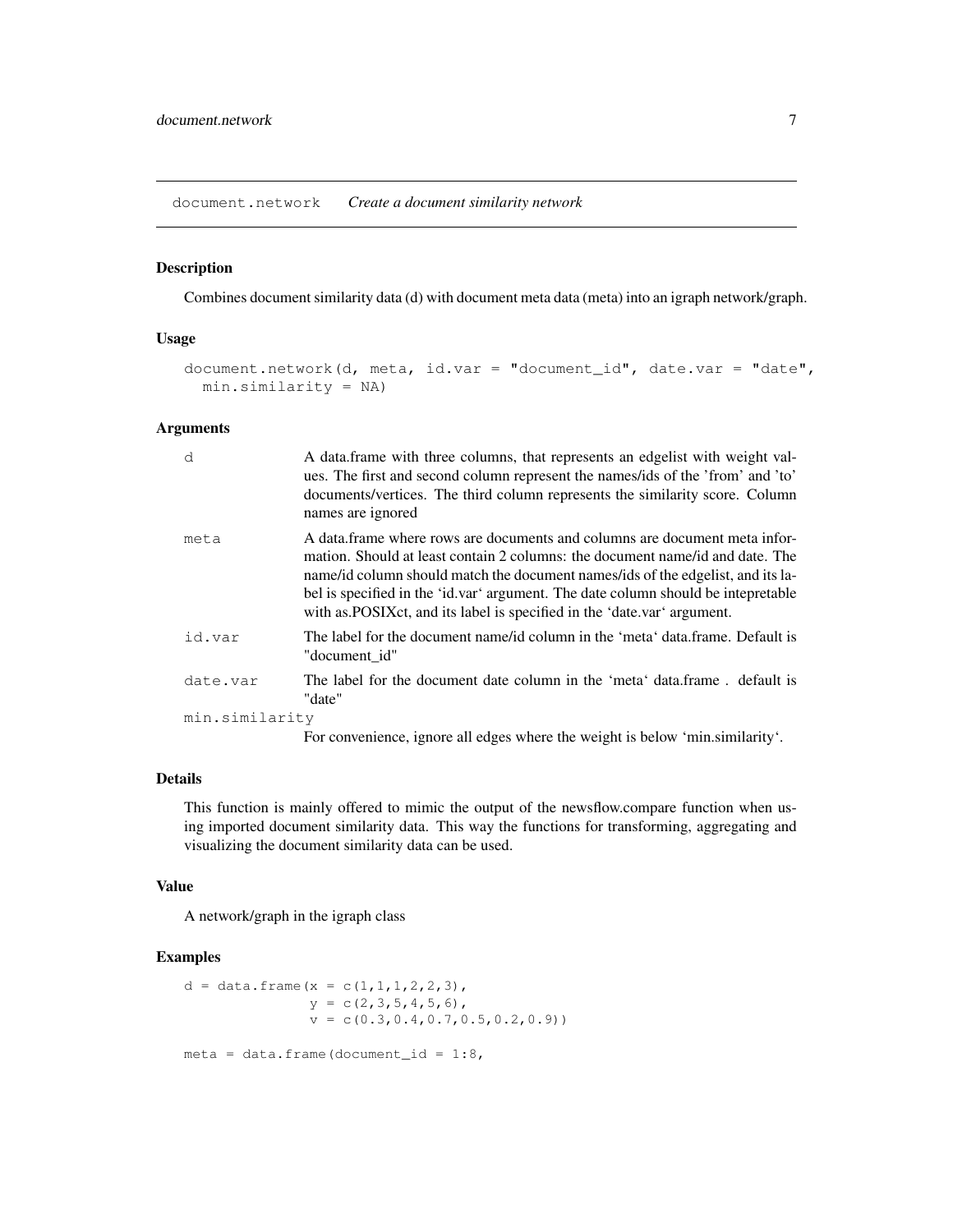## document.network    *Create a document similarity network*

### Description

Combines document similarity data (d) with document meta data (meta) into an igraph network/graph.

### Usage

```
document.network(d, meta, id.var = "document_id", date.var = "date",
  min.similarity = NA)
```

### Arguments

| | |
|---|---|
| d | A data.frame with three columns, that represents an edgelist with weight values. The first and second column represent the names/ids of the 'from' and 'to' documents/vertices. The third column represents the similarity score. Column names are ignored |
| meta | A data.frame where rows are documents and columns are document meta information. Should at least contain 2 columns: the document name/id and date. The name/id column should match the document names/ids of the edgelist, and its label is specified in the 'id.var' argument. The date column should be intepretable with as.POSIXct, and its label is specified in the 'date.var' argument. |
| id.var | The label for the document name/id column in the 'meta' data.frame. Default is "document_id" |
| date.var | The label for the document date column in the 'meta' data.frame . default is "date" |
| min.similarity | For convenience, ignore all edges where the weight is below 'min.similarity'. |

### Details

This function is mainly offered to mimic the output of the newsflow.compare function when using imported document similarity data. This way the functions for transforming, aggregating and visualizing the document similarity data can be used.

### Value

A network/graph in the igraph class

### Examples

```
d = data.frame(x = c(1,1,1,2,2,3),
               y = c(2,3,5,4,5,6),
               v = c(0.3,0.4,0.7,0.5,0.2,0.9))

meta = data.frame(document_id = 1:8,
```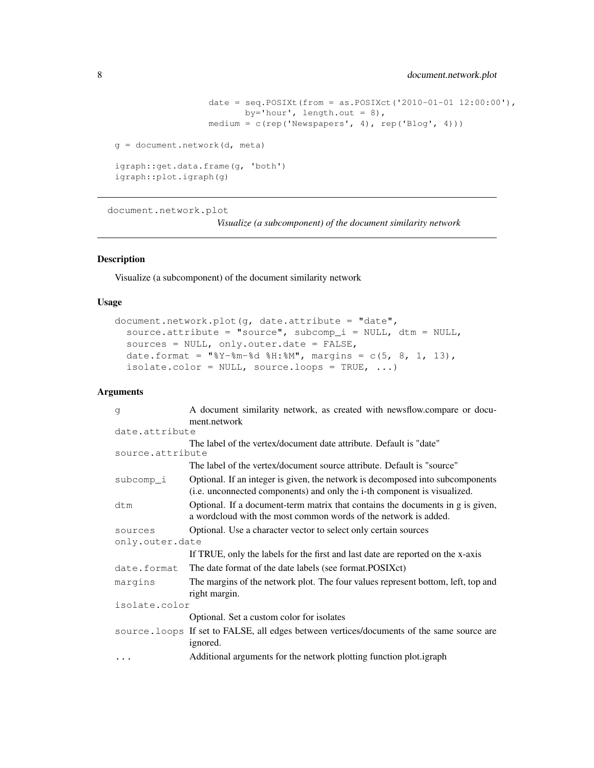```
                date = seq.POSIXt(from = as.POSIXct('2010-01-01 12:00:00'),
                      by='hour', length.out = 8),
                medium = c(rep('Newspapers', 4), rep('Blog', 4)))

g = document.network(d, meta)

igraph::get.data.frame(g, 'both')
igraph::plot.igraph(g)
```

## document.network.plot

*Visualize (a subcomponent) of the document similarity network*

### Description

Visualize (a subcomponent) of the document similarity network

### Usage

```
document.network.plot(g, date.attribute = "date",
  source.attribute = "source", subcomp_i = NULL, dtm = NULL,
  sources = NULL, only.outer.date = FALSE,
  date.format = "%Y-%m-%d %H:%M", margins = c(5, 8, 1, 13),
  isolate.color = NULL, source.loops = TRUE, ...)
```

### Arguments

| | |
|---|---|
| `g` | A document similarity network, as created with newsflow.compare or document.network |
| `date.attribute` | The label of the vertex/document date attribute. Default is "date" |
| `source.attribute` | The label of the vertex/document source attribute. Default is "source" |
| `subcomp_i` | Optional. If an integer is given, the network is decomposed into subcomponents (i.e. unconnected components) and only the i-th component is visualized. |
| `dtm` | Optional. If a document-term matrix that contains the documents in g is given, a wordcloud with the most common words of the network is added. |
| `sources` | Optional. Use a character vector to select only certain sources |
| `only.outer.date` | If TRUE, only the labels for the first and last date are reported on the x-axis |
| `date.format` | The date format of the date labels (see format.POSIXct) |
| `margins` | The margins of the network plot. The four values represent bottom, left, top and right margin. |
| `isolate.color` | Optional. Set a custom color for isolates |
| `source.loops` | If set to FALSE, all edges between vertices/documents of the same source are ignored. |
| `...` | Additional arguments for the network plotting function plot.igraph |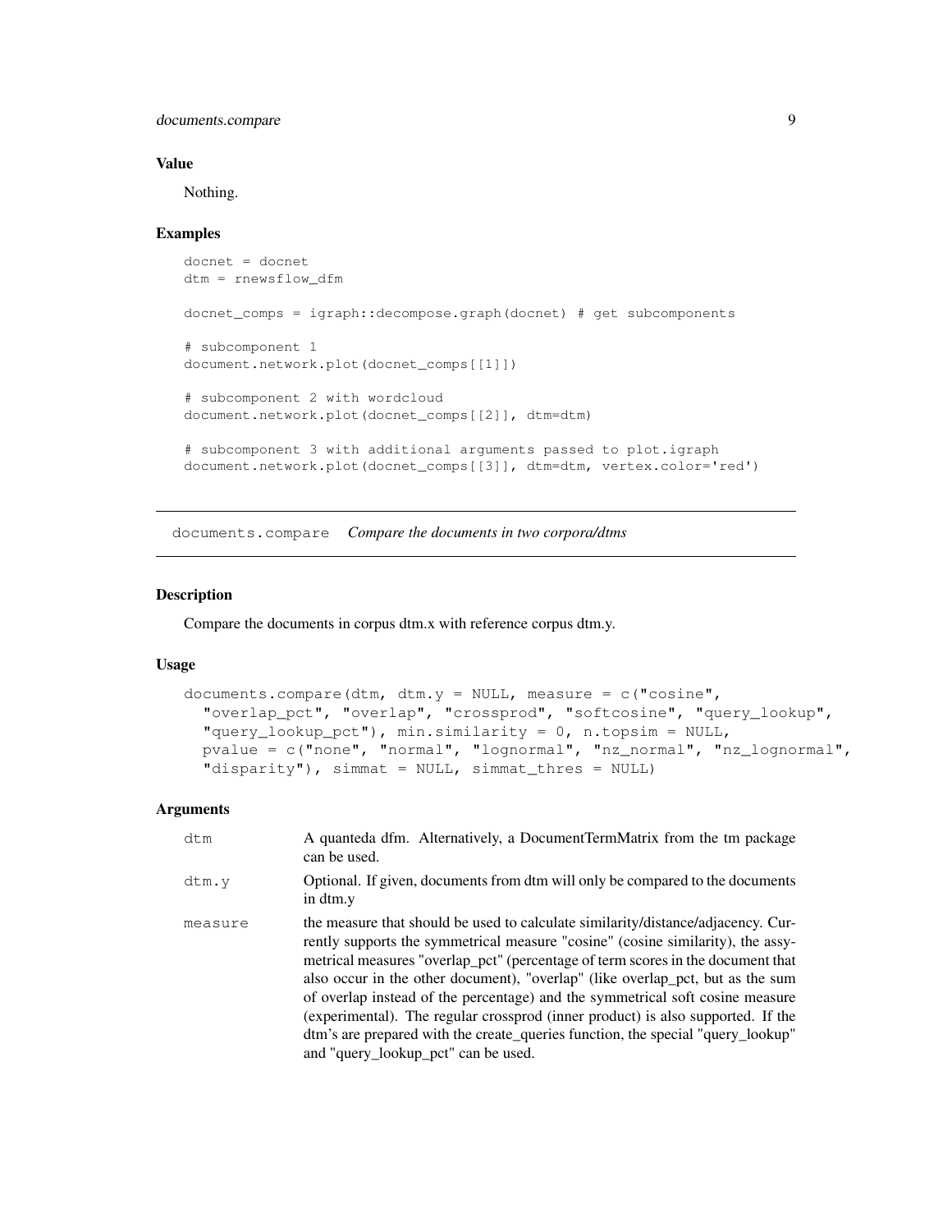### Value

Nothing.

### Examples

```
docnet = docnet
dtm = rnewsflow_dfm

docnet_comps = igraph::decompose.graph(docnet) # get subcomponents

# subcomponent 1
document.network.plot(docnet_comps[[1]])

# subcomponent 2 with wordcloud
document.network.plot(docnet_comps[[2]], dtm=dtm)

# subcomponent 3 with additional arguments passed to plot.igraph
document.network.plot(docnet_comps[[3]], dtm=dtm, vertex.color='red')
```

---

## documents.compare &nbsp;&nbsp; *Compare the documents in two corpora/dtms*

### Description

Compare the documents in corpus dtm.x with reference corpus dtm.y.

### Usage

```
documents.compare(dtm, dtm.y = NULL, measure = c("cosine",
  "overlap_pct", "overlap", "crossprod", "softcosine", "query_lookup",
  "query_lookup_pct"), min.similarity = 0, n.topsim = NULL,
  pvalue = c("none", "normal", "lognormal", "nz_normal", "nz_lognormal",
  "disparity"), simmat = NULL, simmat_thres = NULL)
```

### Arguments

| | |
|---|---|
| `dtm` | A quanteda dfm. Alternatively, a DocumentTermMatrix from the tm package can be used. |
| `dtm.y` | Optional. If given, documents from dtm will only be compared to the documents in dtm.y |
| `measure` | the measure that should be used to calculate similarity/distance/adjacency. Currently supports the symmetrical measure "cosine" (cosine similarity), the assymetrical measures "overlap_pct" (percentage of term scores in the document that also occur in the other document), "overlap" (like overlap_pct, but as the sum of overlap instead of the percentage) and the symmetrical soft cosine measure (experimental). The regular crossprod (inner product) is also supported. If the dtm's are prepared with the create_queries function, the special "query_lookup" and "query_lookup_pct" can be used. |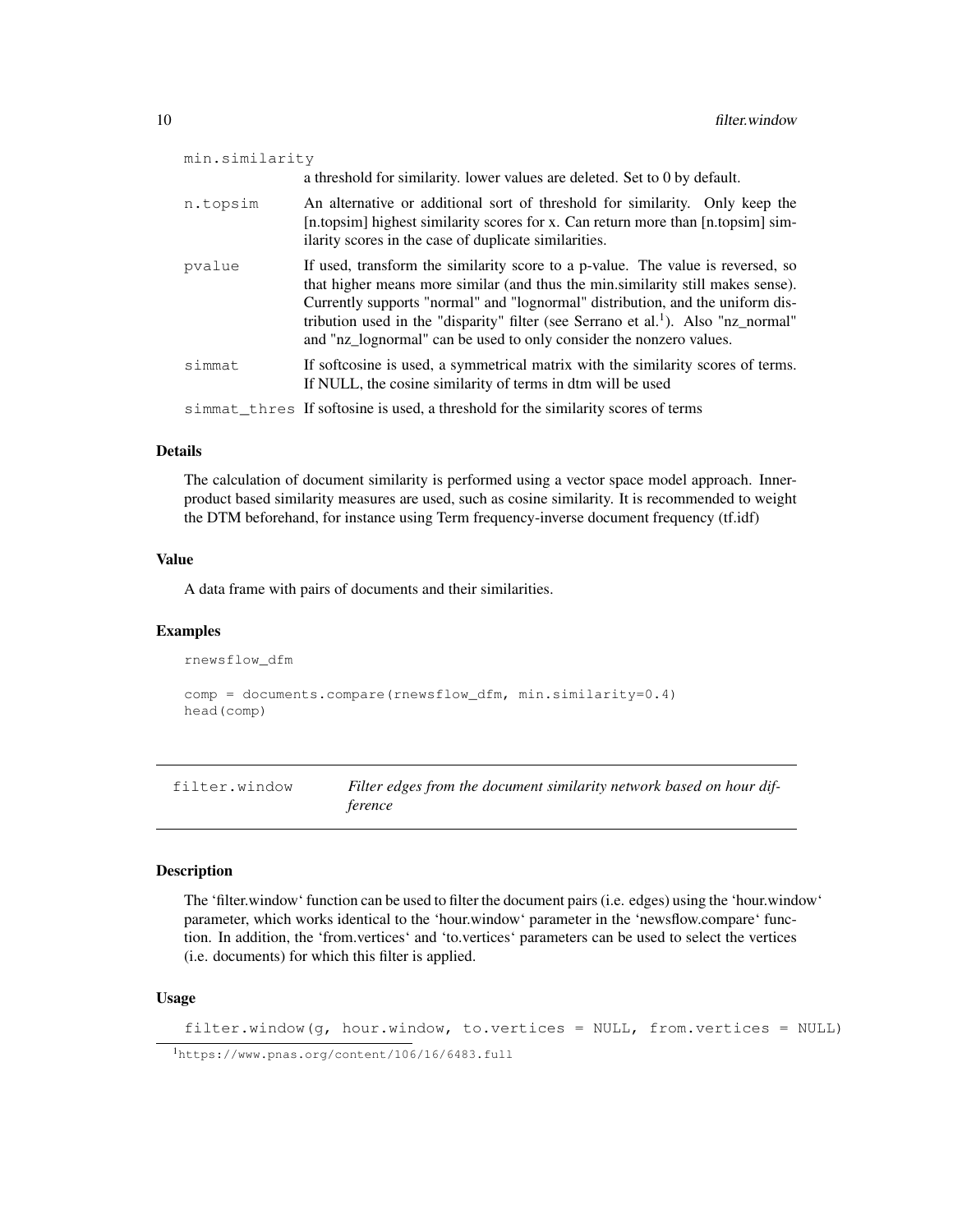| | |
|---|---|
| min.similarity | a threshold for similarity. lower values are deleted. Set to 0 by default. |
| n.topsim | An alternative or additional sort of threshold for similarity. Only keep the [n.topsim] highest similarity scores for x. Can return more than [n.topsim] similarity scores in the case of duplicate similarities. |
| pvalue | If used, transform the similarity score to a p-value. The value is reversed, so that higher means more similar (and thus the min.similarity still makes sense). Currently supports "normal" and "lognormal" distribution, and the uniform distribution used in the "disparity" filter (see Serrano et al.[1]). Also "nz_normal" and "nz_lognormal" can be used to only consider the nonzero values. |
| simmat | If softcosine is used, a symmetrical matrix with the similarity scores of terms. If NULL, the cosine similarity of terms in dtm will be used |
| simmat_thres | If softosine is used, a threshold for the similarity scores of terms |

### Details

The calculation of document similarity is performed using a vector space model approach. Inner-product based similarity measures are used, such as cosine similarity. It is recommended to weight the DTM beforehand, for instance using Term frequency-inverse document frequency (tf.idf)

### Value

A data frame with pairs of documents and their similarities.

### Examples

```
rnewsflow_dfm

comp = documents.compare(rnewsflow_dfm, min.similarity=0.4)
head(comp)
```

## filter.window — *Filter edges from the document similarity network based on hour difference*

### Description

The 'filter.window' function can be used to filter the document pairs (i.e. edges) using the 'hour.window' parameter, which works identical to the 'hour.window' parameter in the 'newsflow.compare' function. In addition, the 'from.vertices' and 'to.vertices' parameters can be used to select the vertices (i.e. documents) for which this filter is applied.

### Usage

```
filter.window(g, hour.window, to.vertices = NULL, from.vertices = NULL)
```

[1] https://www.pnas.org/content/106/16/6483.full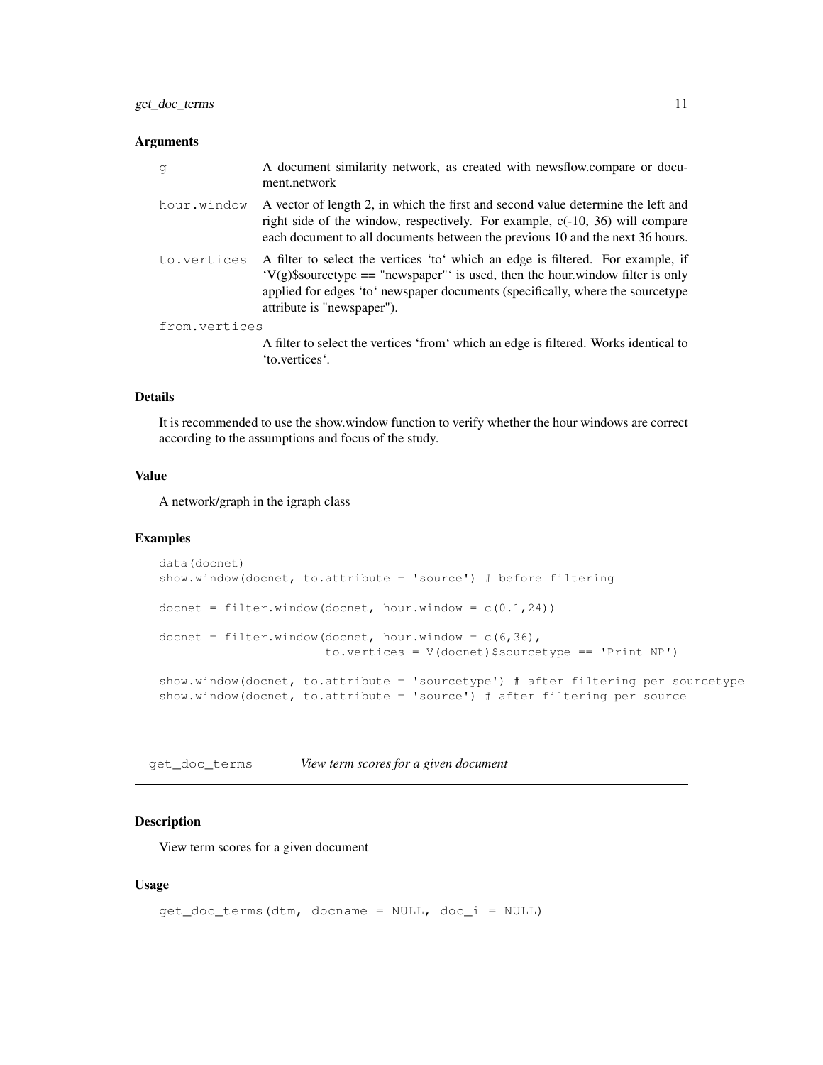### Arguments

| | |
|---|---|
| g | A document similarity network, as created with newsflow.compare or document.network |
| hour.window | A vector of length 2, in which the first and second value determine the left and right side of the window, respectively. For example, c(-10, 36) will compare each document to all documents between the previous 10 and the next 36 hours. |
| to.vertices | A filter to select the vertices 'to' which an edge is filtered. For example, if 'V(g)$sourcetype == "newspaper"' is used, then the hour.window filter is only applied for edges 'to' newspaper documents (specifically, where the sourcetype attribute is "newspaper"). |
| from.vertices | A filter to select the vertices 'from' which an edge is filtered. Works identical to 'to.vertices'. |

### Details

It is recommended to use the show.window function to verify whether the hour windows are correct according to the assumptions and focus of the study.

### Value

A network/graph in the igraph class

### Examples

```
data(docnet)
show.window(docnet, to.attribute = 'source') # before filtering

docnet = filter.window(docnet, hour.window = c(0.1,24))

docnet = filter.window(docnet, hour.window = c(6,36),
                       to.vertices = V(docnet)$sourcetype == 'Print NP')

show.window(docnet, to.attribute = 'sourcetype') # after filtering per sourcetype
show.window(docnet, to.attribute = 'source') # after filtering per source
```

---

## get_doc_terms *View term scores for a given document*

### Description

View term scores for a given document

### Usage

```
get_doc_terms(dtm, docname = NULL, doc_i = NULL)
```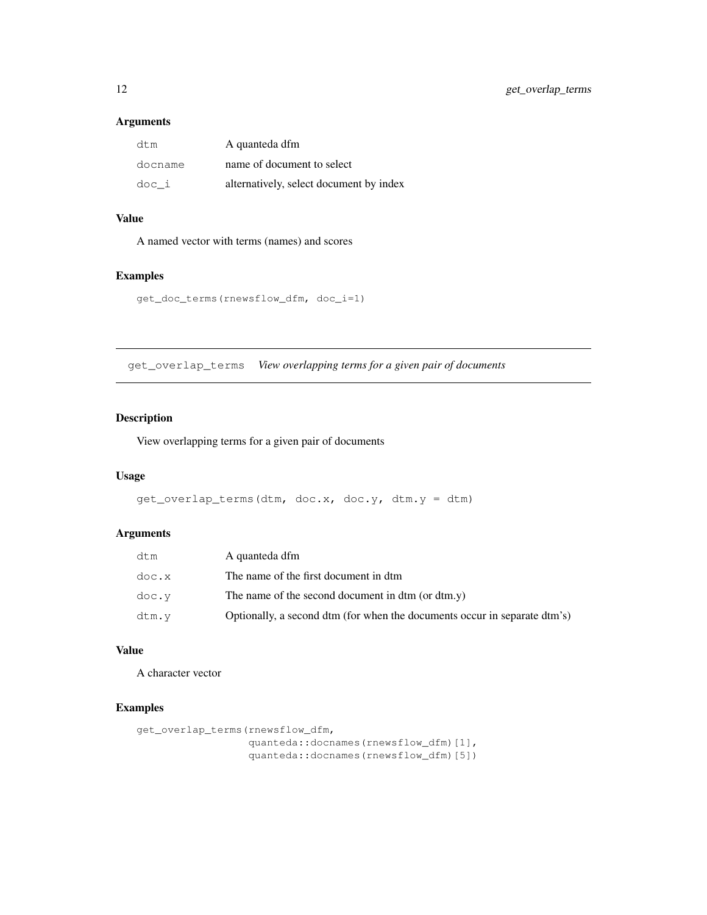### Arguments

| | |
|---|---|
| dtm | A quanteda dfm |
| docname | name of document to select |
| doc_i | alternatively, select document by index |

### Value

A named vector with terms (names) and scores

### Examples

```
get_doc_terms(rnewsflow_dfm, doc_i=1)
```

---

## get_overlap_terms *View overlapping terms for a given pair of documents*

---

### Description

View overlapping terms for a given pair of documents

### Usage

```
get_overlap_terms(dtm, doc.x, doc.y, dtm.y = dtm)
```

### Arguments

| | |
|---|---|
| dtm | A quanteda dfm |
| doc.x | The name of the first document in dtm |
| doc.y | The name of the second document in dtm (or dtm.y) |
| dtm.y | Optionally, a second dtm (for when the documents occur in separate dtm's) |

### Value

A character vector

### Examples

```
get_overlap_terms(rnewsflow_dfm,
                  quanteda::docnames(rnewsflow_dfm)[1],
                  quanteda::docnames(rnewsflow_dfm)[5])
```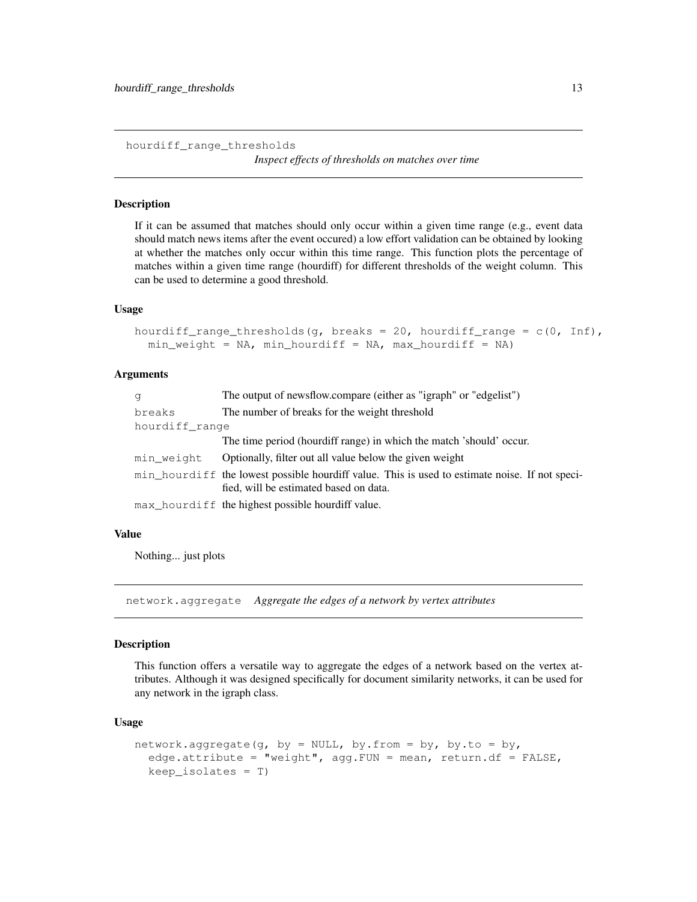## hourdiff_range_thresholds

*Inspect effects of thresholds on matches over time*

### Description

If it can be assumed that matches should only occur within a given time range (e.g., event data should match news items after the event occured) a low effort validation can be obtained by looking at whether the matches only occur within this time range. This function plots the percentage of matches within a given time range (hourdiff) for different thresholds of the weight column. This can be used to determine a good threshold.

### Usage

```
hourdiff_range_thresholds(g, breaks = 20, hourdiff_range = c(0, Inf),
  min_weight = NA, min_hourdiff = NA, max_hourdiff = NA)
```

### Arguments

| | |
|---|---|
| `g` | The output of newsflow.compare (either as "igraph" or "edgelist") |
| `breaks` | The number of breaks for the weight threshold |
| `hourdiff_range` | The time period (hourdiff range) in which the match 'should' occur. |
| `min_weight` | Optionally, filter out all value below the given weight |
| `min_hourdiff` | the lowest possible hourdiff value. This is used to estimate noise. If not specified, will be estimated based on data. |
| `max_hourdiff` | the highest possible hourdiff value. |

### Value

Nothing... just plots

## network.aggregate

*Aggregate the edges of a network by vertex attributes*

### Description

This function offers a versatile way to aggregate the edges of a network based on the vertex attributes. Although it was designed specifically for document similarity networks, it can be used for any network in the igraph class.

### Usage

```
network.aggregate(g, by = NULL, by.from = by, by.to = by,
  edge.attribute = "weight", agg.FUN = mean, return.df = FALSE,
  keep_isolates = T)
```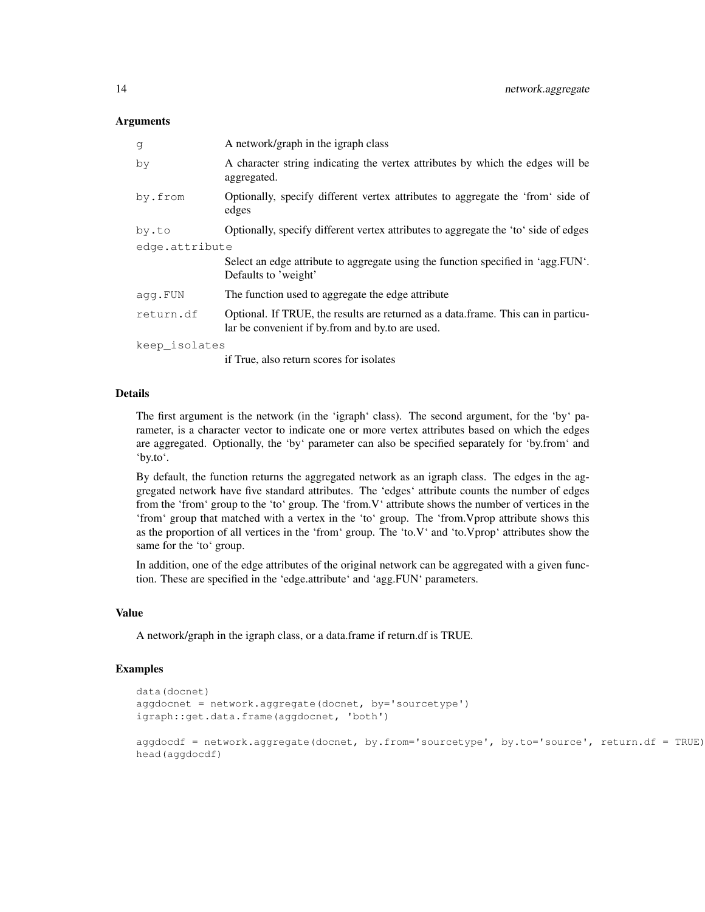### Arguments

| | |
|---|---|
| g | A network/graph in the igraph class |
| by | A character string indicating the vertex attributes by which the edges will be aggregated. |
| by.from | Optionally, specify different vertex attributes to aggregate the 'from' side of edges |
| by.to | Optionally, specify different vertex attributes to aggregate the 'to' side of edges |
| edge.attribute | Select an edge attribute to aggregate using the function specified in 'agg.FUN'. Defaults to 'weight' |
| agg.FUN | The function used to aggregate the edge attribute |
| return.df | Optional. If TRUE, the results are returned as a data.frame. This can in particular be convenient if by.from and by.to are used. |
| keep_isolates | if True, also return scores for isolates |

### Details

The first argument is the network (in the 'igraph' class). The second argument, for the 'by' parameter, is a character vector to indicate one or more vertex attributes based on which the edges are aggregated. Optionally, the 'by' parameter can also be specified separately for 'by.from' and 'by.to'.

By default, the function returns the aggregated network as an igraph class. The edges in the aggregated network have five standard attributes. The 'edges' attribute counts the number of edges from the 'from' group to the 'to' group. The 'from.V' attribute shows the number of vertices in the 'from' group that matched with a vertex in the 'to' group. The 'from.Vprop attribute shows this as the proportion of all vertices in the 'from' group. The 'to.V' and 'to.Vprop' attributes show the same for the 'to' group.

In addition, one of the edge attributes of the original network can be aggregated with a given function. These are specified in the 'edge.attribute' and 'agg.FUN' parameters.

### Value

A network/graph in the igraph class, or a data.frame if return.df is TRUE.

### Examples

```
data(docnet)
aggdocnet = network.aggregate(docnet, by='sourcetype')
igraph::get.data.frame(aggdocnet, 'both')

aggdocdf = network.aggregate(docnet, by.from='sourcetype', by.to='source', return.df = TRUE)
head(aggdocdf)
```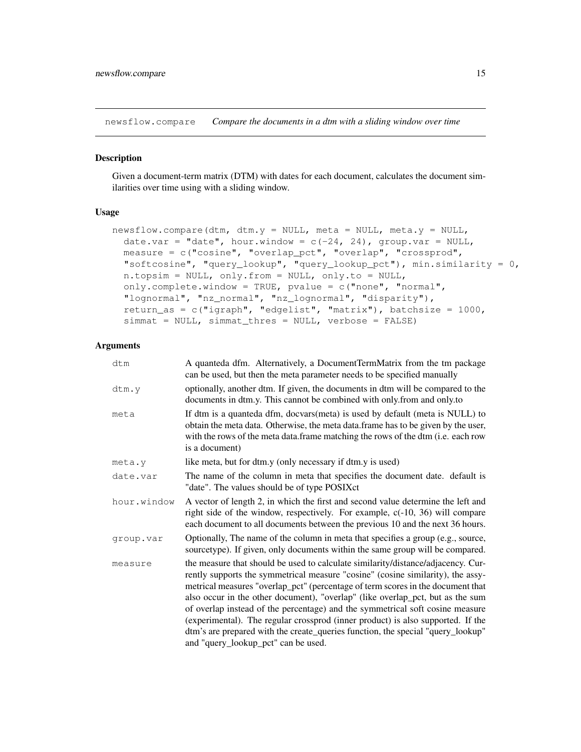`newsflow.compare` *Compare the documents in a dtm with a sliding window over time*

## Description

Given a document-term matrix (DTM) with dates for each document, calculates the document similarities over time using with a sliding window.

## Usage

```
newsflow.compare(dtm, dtm.y = NULL, meta = NULL, meta.y = NULL,
  date.var = "date", hour.window = c(-24, 24), group.var = NULL,
  measure = c("cosine", "overlap_pct", "overlap", "crossprod",
  "softcosine", "query_lookup", "query_lookup_pct"), min.similarity = 0,
  n.topsim = NULL, only.from = NULL, only.to = NULL,
  only.complete.window = TRUE, pvalue = c("none", "normal",
  "lognormal", "nz_normal", "nz_lognormal", "disparity"),
  return_as = c("igraph", "edgelist", "matrix"), batchsize = 1000,
  simmat = NULL, simmat_thres = NULL, verbose = FALSE)
```

## Arguments

| | |
|---|---|
| `dtm` | A quanteda dfm. Alternatively, a DocumentTermMatrix from the tm package can be used, but then the meta parameter needs to be specified manually |
| `dtm.y` | optionally, another dtm. If given, the documents in dtm will be compared to the documents in dtm.y. This cannot be combined with only.from and only.to |
| `meta` | If dtm is a quanteda dfm, docvars(meta) is used by default (meta is NULL) to obtain the meta data. Otherwise, the meta data.frame has to be given by the user, with the rows of the meta data.frame matching the rows of the dtm (i.e. each row is a document) |
| `meta.y` | like meta, but for dtm.y (only necessary if dtm.y is used) |
| `date.var` | The name of the column in meta that specifies the document date. default is "date". The values should be of type POSIXct |
| `hour.window` | A vector of length 2, in which the first and second value determine the left and right side of the window, respectively. For example, c(-10, 36) will compare each document to all documents between the previous 10 and the next 36 hours. |
| `group.var` | Optionally, The name of the column in meta that specifies a group (e.g., source, sourcetype). If given, only documents within the same group will be compared. |
| `measure` | the measure that should be used to calculate similarity/distance/adjacency. Currently supports the symmetrical measure "cosine" (cosine similarity), the assymetrical measures "overlap_pct" (percentage of term scores in the document that also occur in the other document), "overlap" (like overlap_pct, but as the sum of overlap instead of the percentage) and the symmetrical soft cosine measure (experimental). The regular crossprod (inner product) is also supported. If the dtm's are prepared with the create_queries function, the special "query_lookup" and "query_lookup_pct" can be used. |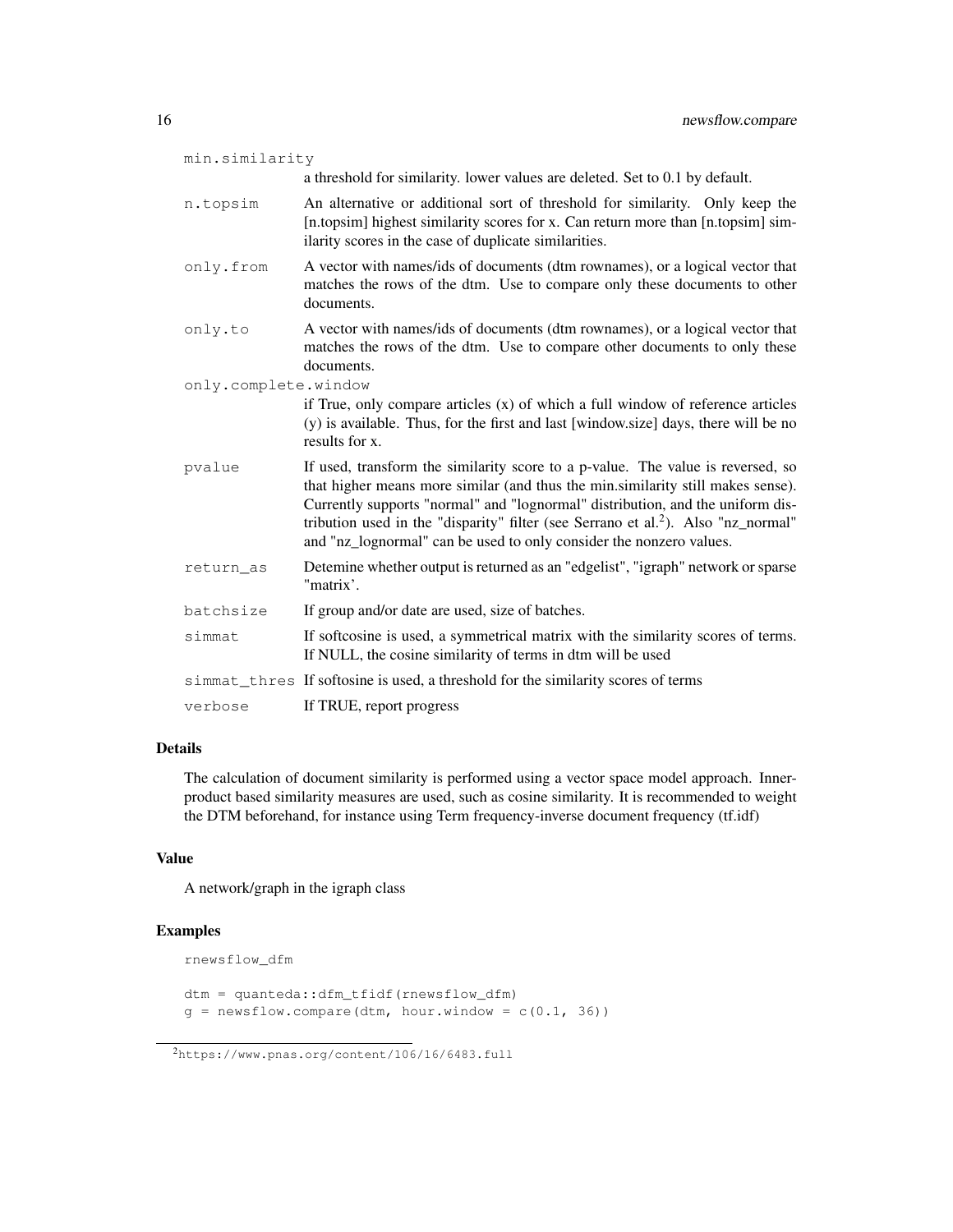min.similarity
: a threshold for similarity. lower values are deleted. Set to 0.1 by default.

n.topsim
: An alternative or additional sort of threshold for similarity. Only keep the [n.topsim] highest similarity scores for x. Can return more than [n.topsim] similarity scores in the case of duplicate similarities.

only.from
: A vector with names/ids of documents (dtm rownames), or a logical vector that matches the rows of the dtm. Use to compare only these documents to other documents.

only.to
: A vector with names/ids of documents (dtm rownames), or a logical vector that matches the rows of the dtm. Use to compare other documents to only these documents.

only.complete.window
: if True, only compare articles (x) of which a full window of reference articles (y) is available. Thus, for the first and last [window.size] days, there will be no results for x.

pvalue
: If used, transform the similarity score to a p-value. The value is reversed, so that higher means more similar (and thus the min.similarity still makes sense). Currently supports "normal" and "lognormal" distribution, and the uniform distribution used in the "disparity" filter (see Serrano et al.[2]). Also "nz_normal" and "nz_lognormal" can be used to only consider the nonzero values.

return_as
: Detemine whether output is returned as an "edgelist", "igraph" network or sparse "matrix'.

batchsize
: If group and/or date are used, size of batches.

simmat
: If softcosine is used, a symmetrical matrix with the similarity scores of terms. If NULL, the cosine similarity of terms in dtm will be used

simmat_thres
: If softosine is used, a threshold for the similarity scores of terms

verbose
: If TRUE, report progress

## Details

The calculation of document similarity is performed using a vector space model approach. Inner-product based similarity measures are used, such as cosine similarity. It is recommended to weight the DTM beforehand, for instance using Term frequency-inverse document frequency (tf.idf)

## Value

A network/graph in the igraph class

## Examples

```
rnewsflow_dfm

dtm = quanteda::dfm_tfidf(rnewsflow_dfm)
g = newsflow.compare(dtm, hour.window = c(0.1, 36))
```

[2] https://www.pnas.org/content/106/16/6483.full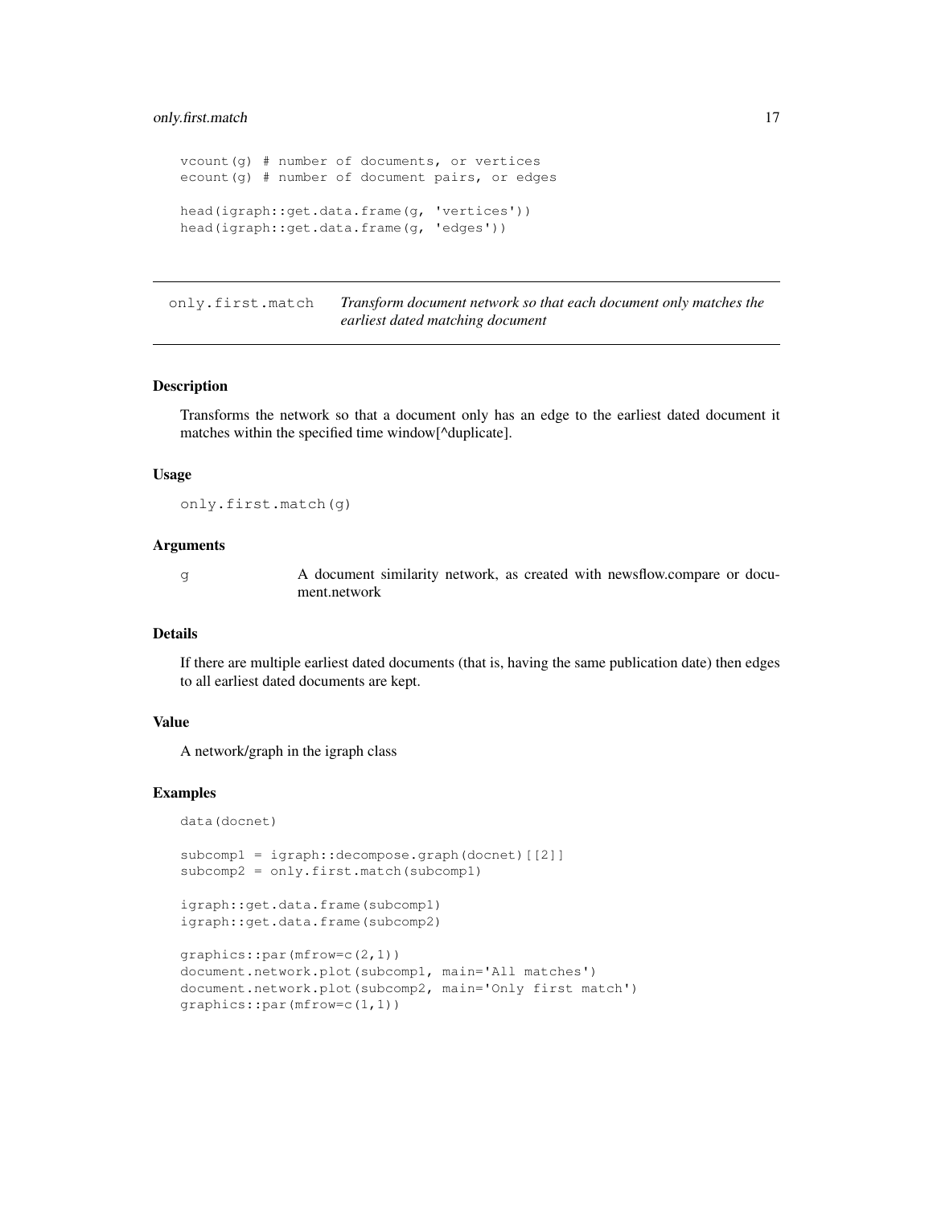```
vcount(g) # number of documents, or vertices
ecount(g) # number of document pairs, or edges

head(igraph::get.data.frame(g, 'vertices'))
head(igraph::get.data.frame(g, 'edges'))
```

---

## only.first.match — *Transform document network so that each document only matches the earliest dated matching document*

---

### Description

Transforms the network so that a document only has an edge to the earliest dated document it matches within the specified time window[^duplicate].

### Usage

```
only.first.match(g)
```

### Arguments

| | |
|---|---|
| g | A document similarity network, as created with newsflow.compare or document.network |

### Details

If there are multiple earliest dated documents (that is, having the same publication date) then edges to all earliest dated documents are kept.

### Value

A network/graph in the igraph class

### Examples

```
data(docnet)

subcomp1 = igraph::decompose.graph(docnet)[[2]]
subcomp2 = only.first.match(subcomp1)

igraph::get.data.frame(subcomp1)
igraph::get.data.frame(subcomp2)

graphics::par(mfrow=c(2,1))
document.network.plot(subcomp1, main='All matches')
document.network.plot(subcomp2, main='Only first match')
graphics::par(mfrow=c(1,1))
```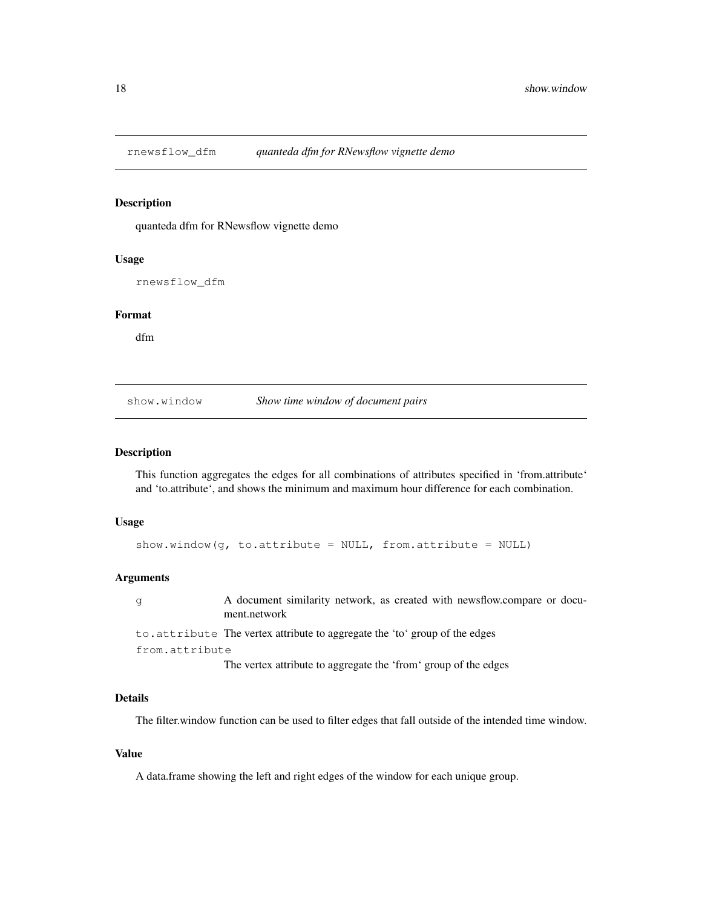## rnewsflow_dfm — *quanteda dfm for RNewsflow vignette demo*

### Description

quanteda dfm for RNewsflow vignette demo

### Usage

```
rnewsflow_dfm
```

### Format

dfm

## show.window — *Show time window of document pairs*

### Description

This function aggregates the edges for all combinations of attributes specified in 'from.attribute' and 'to.attribute', and shows the minimum and maximum hour difference for each combination.

### Usage

```
show.window(g, to.attribute = NULL, from.attribute = NULL)
```

### Arguments

| | |
|---|---|
| `g` | A document similarity network, as created with newsflow.compare or document.network |
| `to.attribute` | The vertex attribute to aggregate the 'to' group of the edges |
| `from.attribute` | The vertex attribute to aggregate the 'from' group of the edges |

### Details

The filter.window function can be used to filter edges that fall outside of the intended time window.

### Value

A data.frame showing the left and right edges of the window for each unique group.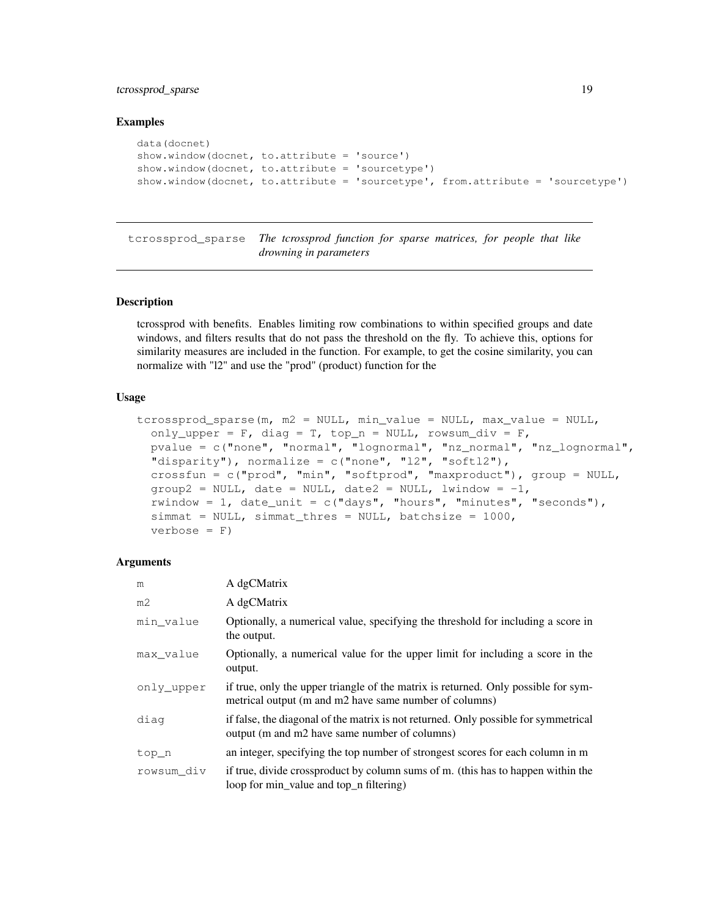### Examples

```
data(docnet)
show.window(docnet, to.attribute = 'source')
show.window(docnet, to.attribute = 'sourcetype')
show.window(docnet, to.attribute = 'sourcetype', from.attribute = 'sourcetype')
```

---

## tcrossprod_sparse *The tcrossprod function for sparse matrices, for people that like drowning in parameters*

---

### Description

tcrossprod with benefits. Enables limiting row combinations to within specified groups and date windows, and filters results that do not pass the threshold on the fly. To achieve this, options for similarity measures are included in the function. For example, to get the cosine similarity, you can normalize with "l2" and use the "prod" (product) function for the

### Usage

```
tcrossprod_sparse(m, m2 = NULL, min_value = NULL, max_value = NULL,
  only_upper = F, diag = T, top_n = NULL, rowsum_div = F,
  pvalue = c("none", "normal", "lognormal", "nz_normal", "nz_lognormal",
  "disparity"), normalize = c("none", "l2", "softl2"),
  crossfun = c("prod", "min", "softprod", "maxproduct"), group = NULL,
  group2 = NULL, date = NULL, date2 = NULL, lwindow = -1,
  rwindow = 1, date_unit = c("days", "hours", "minutes", "seconds"),
  simmat = NULL, simmat_thres = NULL, batchsize = 1000,
  verbose = F)
```

### Arguments

| | |
|---|---|
| `m` | A dgCMatrix |
| `m2` | A dgCMatrix |
| `min_value` | Optionally, a numerical value, specifying the threshold for including a score in the output. |
| `max_value` | Optionally, a numerical value for the upper limit for including a score in the output. |
| `only_upper` | if true, only the upper triangle of the matrix is returned. Only possible for symmetrical output (m and m2 have same number of columns) |
| `diag` | if false, the diagonal of the matrix is not returned. Only possible for symmetrical output (m and m2 have same number of columns) |
| `top_n` | an integer, specifying the top number of strongest scores for each column in m |
| `rowsum_div` | if true, divide crossproduct by column sums of m. (this has to happen within the loop for min_value and top_n filtering) |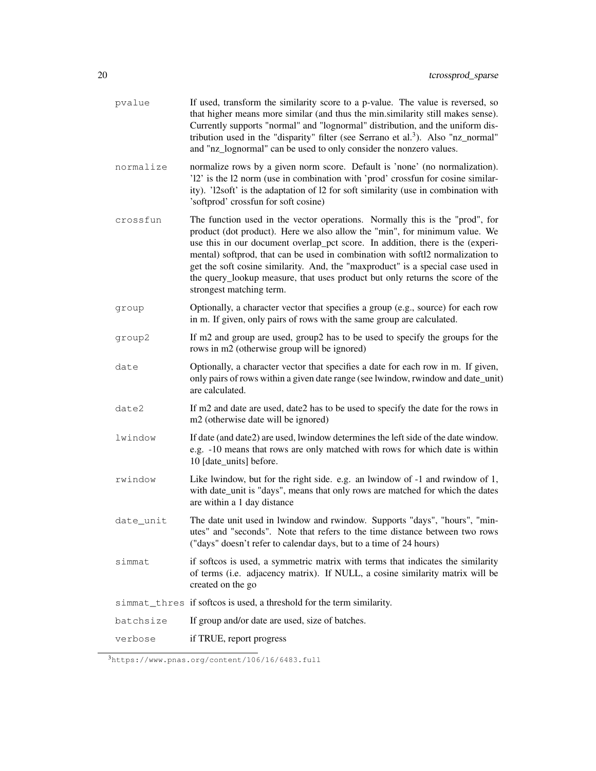| | |
|---|---|
| pvalue | If used, transform the similarity score to a p-value. The value is reversed, so that higher means more similar (and thus the min.similarity still makes sense). Currently supports "normal" and "lognormal" distribution, and the uniform distribution used in the "disparity" filter (see Serrano et al.[3]). Also "nz_normal" and "nz_lognormal" can be used to only consider the nonzero values. |
| normalize | normalize rows by a given norm score. Default is 'none' (no normalization). 'l2' is the l2 norm (use in combination with 'prod' crossfun for cosine similarity). 'l2soft' is the adaptation of l2 for soft similarity (use in combination with 'softprod' crossfun for soft cosine) |
| crossfun | The function used in the vector operations. Normally this is the "prod", for product (dot product). Here we also allow the "min", for minimum value. We use this in our document overlap_pct score. In addition, there is the (experimental) softprod, that can be used in combination with softl2 normalization to get the soft cosine similarity. And, the "maxproduct" is a special case used in the query_lookup measure, that uses product but only returns the score of the strongest matching term. |
| group | Optionally, a character vector that specifies a group (e.g., source) for each row in m. If given, only pairs of rows with the same group are calculated. |
| group2 | If m2 and group are used, group2 has to be used to specify the groups for the rows in m2 (otherwise group will be ignored) |
| date | Optionally, a character vector that specifies a date for each row in m. If given, only pairs of rows within a given date range (see lwindow, rwindow and date_unit) are calculated. |
| date2 | If m2 and date are used, date2 has to be used to specify the date for the rows in m2 (otherwise date will be ignored) |
| lwindow | If date (and date2) are used, lwindow determines the left side of the date window. e.g. -10 means that rows are only matched with rows for which date is within 10 [date_units] before. |
| rwindow | Like lwindow, but for the right side. e.g. an lwindow of -1 and rwindow of 1, with date_unit is "days", means that only rows are matched for which the dates are within a 1 day distance |
| date_unit | The date unit used in lwindow and rwindow. Supports "days", "hours", "minutes" and "seconds". Note that refers to the time distance between two rows ("days" doesn't refer to calendar days, but to a time of 24 hours) |
| simmat | if softcos is used, a symmetric matrix with terms that indicates the similarity of terms (i.e. adjacency matrix). If NULL, a cosine similarity matrix will be created on the go |
| simmat_thres | if softcos is used, a threshold for the term similarity. |
| batchsize | If group and/or date are used, size of batches. |
| verbose | if TRUE, report progress |

[3] https://www.pnas.org/content/106/16/6483.full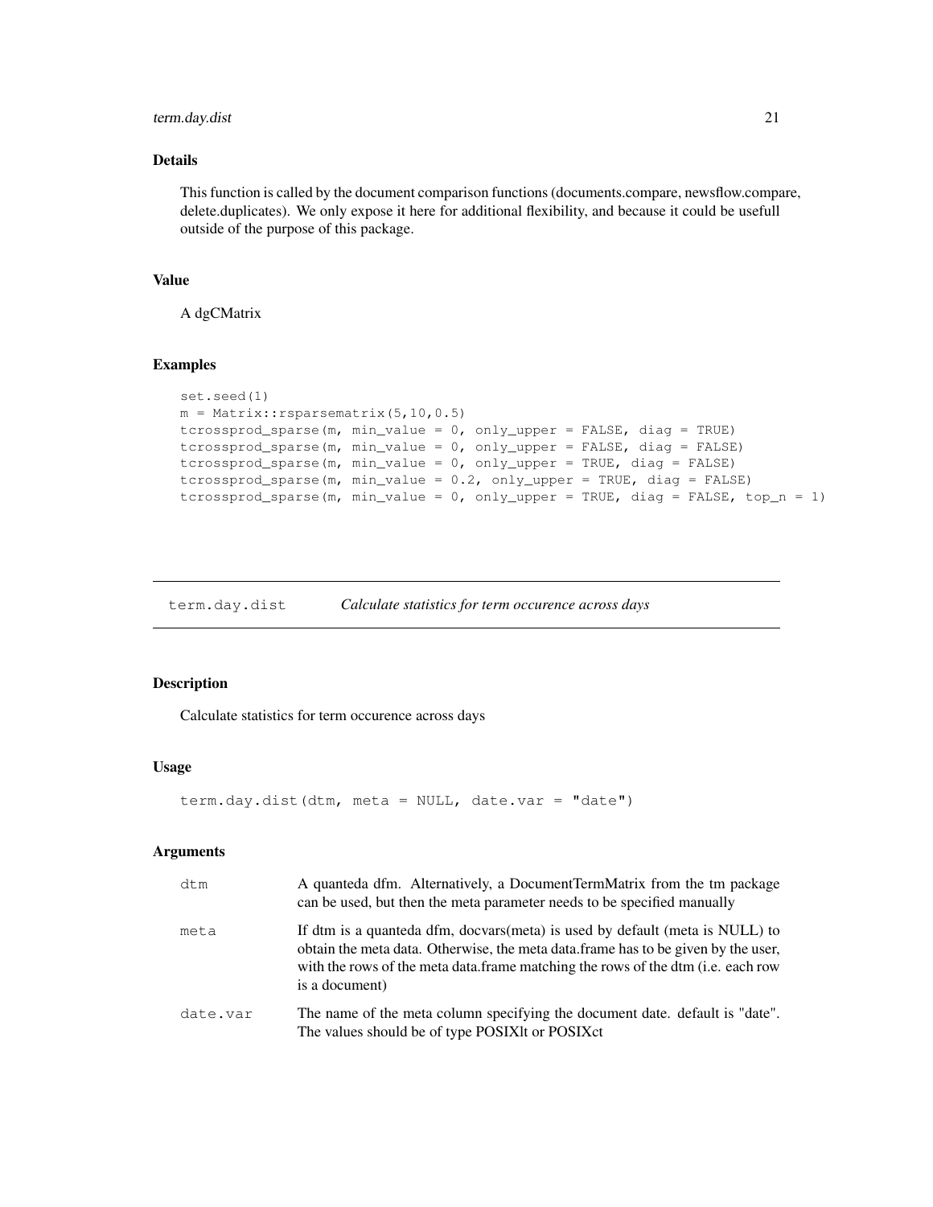### Details

This function is called by the document comparison functions (documents.compare, newsflow.compare, delete.duplicates). We only expose it here for additional flexibility, and because it could be usefull outside of the purpose of this package.

### Value

A dgCMatrix

### Examples

```
set.seed(1)
m = Matrix::rsparsematrix(5,10,0.5)
tcrossprod_sparse(m, min_value = 0, only_upper = FALSE, diag = TRUE)
tcrossprod_sparse(m, min_value = 0, only_upper = FALSE, diag = FALSE)
tcrossprod_sparse(m, min_value = 0, only_upper = TRUE, diag = FALSE)
tcrossprod_sparse(m, min_value = 0.2, only_upper = TRUE, diag = FALSE)
tcrossprod_sparse(m, min_value = 0, only_upper = TRUE, diag = FALSE, top_n = 1)
```

---

## term.day.dist *Calculate statistics for term occurence across days*

### Description

Calculate statistics for term occurence across days

### Usage

```
term.day.dist(dtm, meta = NULL, date.var = "date")
```

### Arguments

| | |
|---|---|
| dtm | A quanteda dfm. Alternatively, a DocumentTermMatrix from the tm package can be used, but then the meta parameter needs to be specified manually |
| meta | If dtm is a quanteda dfm, docvars(meta) is used by default (meta is NULL) to obtain the meta data. Otherwise, the meta data.frame has to be given by the user, with the rows of the meta data.frame matching the rows of the dtm (i.e. each row is a document) |
| date.var | The name of the meta column specifying the document date. default is "date". The values should be of type POSIXlt or POSIXct |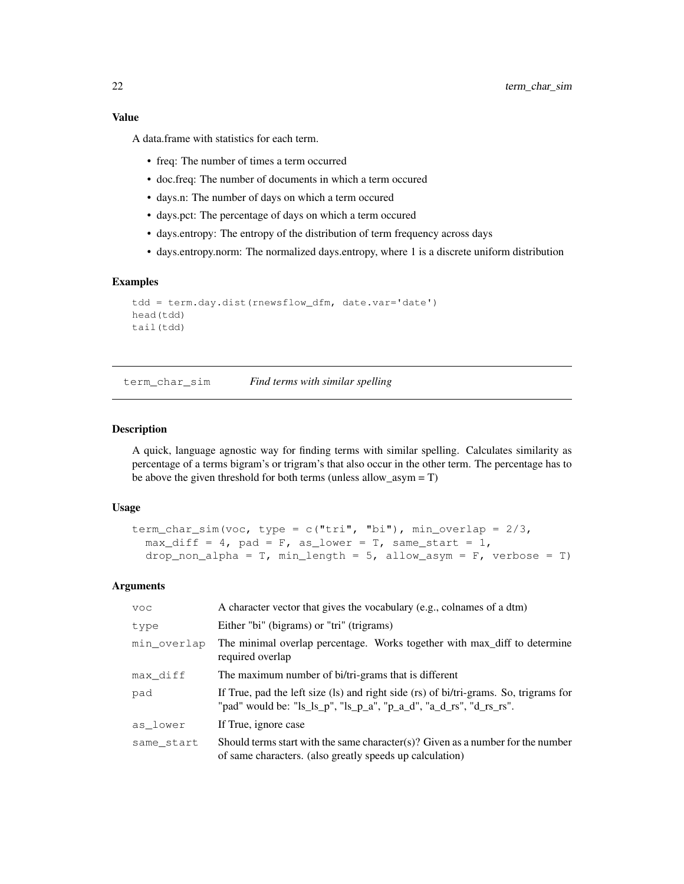## Value

A data.frame with statistics for each term.

- freq: The number of times a term occurred
- doc.freq: The number of documents in which a term occured
- days.n: The number of days on which a term occured
- days.pct: The percentage of days on which a term occured
- days.entropy: The entropy of the distribution of term frequency across days
- days.entropy.norm: The normalized days.entropy, where 1 is a discrete uniform distribution

## Examples

```
tdd = term.day.dist(rnewsflow_dfm, date.var='date')
head(tdd)
tail(tdd)
```

---

# term_char_sim *Find terms with similar spelling*

---

## Description

A quick, language agnostic way for finding terms with similar spelling. Calculates similarity as percentage of a terms bigram's or trigram's that also occur in the other term. The percentage has to be above the given threshold for both terms (unless allow_asym = T)

## Usage

```
term_char_sim(voc, type = c("tri", "bi"), min_overlap = 2/3,
  max_diff = 4, pad = F, as_lower = T, same_start = 1,
  drop_non_alpha = T, min_length = 5, allow_asym = F, verbose = T)
```

## Arguments

| | |
|---|---|
| voc | A character vector that gives the vocabulary (e.g., colnames of a dtm) |
| type | Either "bi" (bigrams) or "tri" (trigrams) |
| min_overlap | The minimal overlap percentage. Works together with max_diff to determine required overlap |
| max_diff | The maximum number of bi/tri-grams that is different |
| pad | If True, pad the left size (ls) and right side (rs) of bi/tri-grams. So, trigrams for "pad" would be: "ls_ls_p", "ls_p_a", "p_a_d", "a_d_rs", "d_rs_rs". |
| as_lower | If True, ignore case |
| same_start | Should terms start with the same character(s)? Given as a number for the number of same characters. (also greatly speeds up calculation) |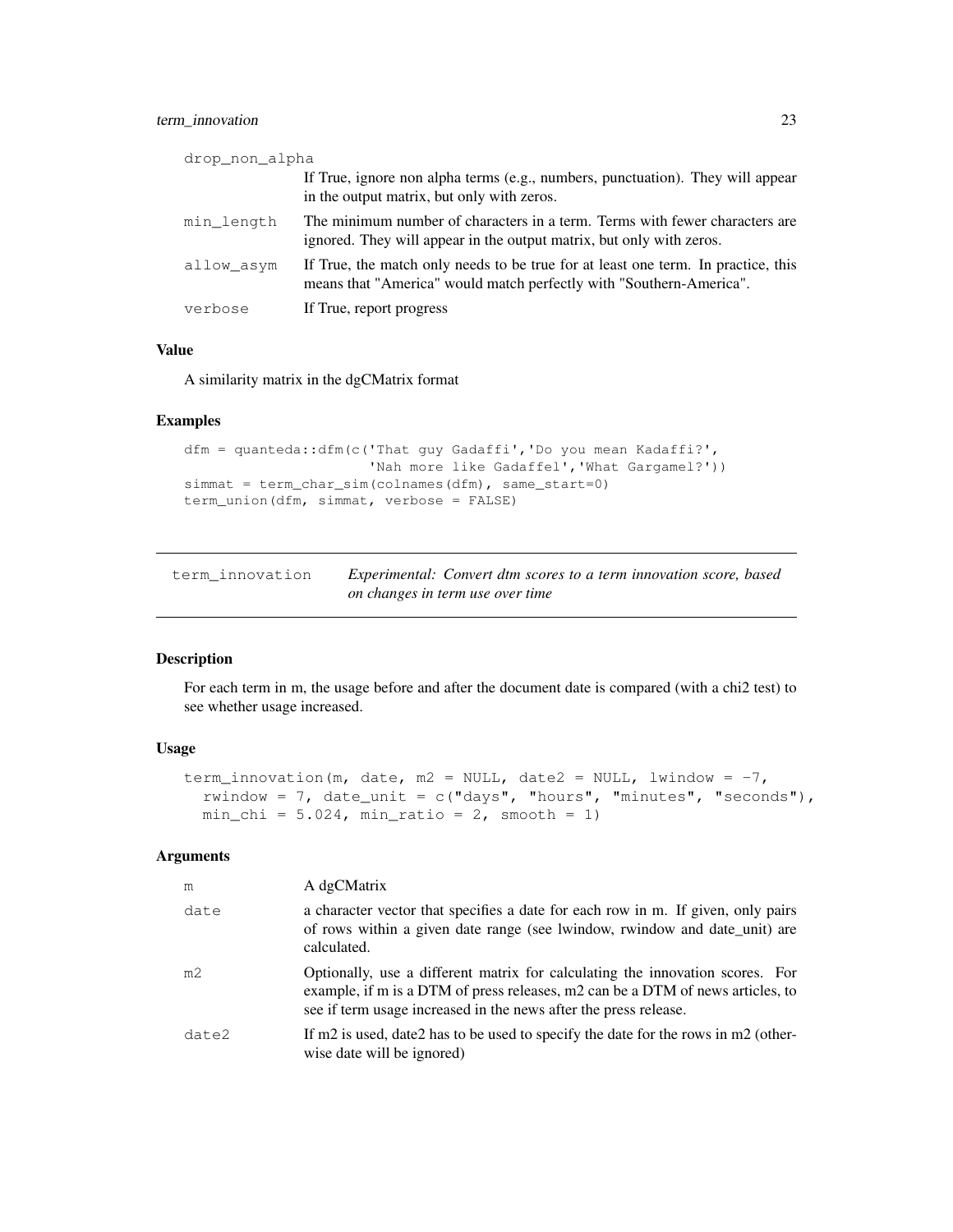drop_non_alpha
: If True, ignore non alpha terms (e.g., numbers, punctuation). They will appear in the output matrix, but only with zeros.

min_length
: The minimum number of characters in a term. Terms with fewer characters are ignored. They will appear in the output matrix, but only with zeros.

allow_asym
: If True, the match only needs to be true for at least one term. In practice, this means that "America" would match perfectly with "Southern-America".

verbose
: If True, report progress

### Value

A similarity matrix in the dgCMatrix format

### Examples

```
dfm = quanteda::dfm(c('That guy Gadaffi','Do you mean Kadaffi?',
                      'Nah more like Gadaffel','What Gargamel?'))
simmat = term_char_sim(colnames(dfm), same_start=0)
term_union(dfm, simmat, verbose = FALSE)
```

---

## term_innovation — *Experimental: Convert dtm scores to a term innovation score, based on changes in term use over time*

---

### Description

For each term in m, the usage before and after the document date is compared (with a chi2 test) to see whether usage increased.

### Usage

```
term_innovation(m, date, m2 = NULL, date2 = NULL, lwindow = -7,
  rwindow = 7, date_unit = c("days", "hours", "minutes", "seconds"),
  min_chi = 5.024, min_ratio = 2, smooth = 1)
```

### Arguments

m
: A dgCMatrix

date
: a character vector that specifies a date for each row in m. If given, only pairs of rows within a given date range (see lwindow, rwindow and date_unit) are calculated.

m2
: Optionally, use a different matrix for calculating the innovation scores. For example, if m is a DTM of press releases, m2 can be a DTM of news articles, to see if term usage increased in the news after the press release.

date2
: If m2 is used, date2 has to be used to specify the date for the rows in m2 (otherwise date will be ignored)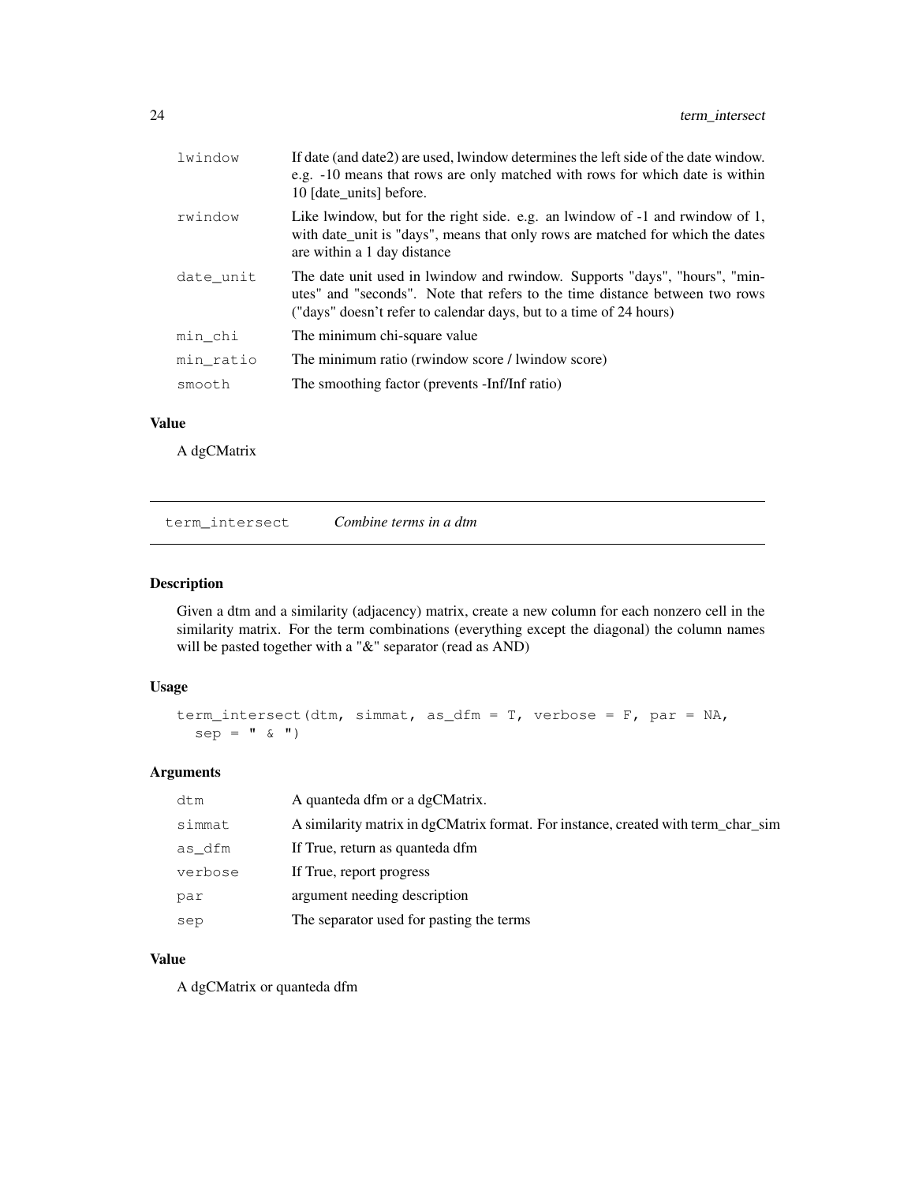| | |
|---|---|
| lwindow | If date (and date2) are used, lwindow determines the left side of the date window. e.g. -10 means that rows are only matched with rows for which date is within 10 [date_units] before. |
| rwindow | Like lwindow, but for the right side. e.g. an lwindow of -1 and rwindow of 1, with date_unit is "days", means that only rows are matched for which the dates are within a 1 day distance |
| date_unit | The date unit used in lwindow and rwindow. Supports "days", "hours", "minutes" and "seconds". Note that refers to the time distance between two rows ("days" doesn't refer to calendar days, but to a time of 24 hours) |
| min_chi | The minimum chi-square value |
| min_ratio | The minimum ratio (rwindow score / lwindow score) |
| smooth | The smoothing factor (prevents -Inf/Inf ratio) |

### Value

A dgCMatrix

---

## term_intersect — *Combine terms in a dtm*

### Description

Given a dtm and a similarity (adjacency) matrix, create a new column for each nonzero cell in the similarity matrix. For the term combinations (everything except the diagonal) the column names will be pasted together with a "&" separator (read as AND)

### Usage

```
term_intersect(dtm, simmat, as_dfm = T, verbose = F, par = NA,
  sep = " & ")
```

### Arguments

| | |
|---|---|
| dtm | A quanteda dfm or a dgCMatrix. |
| simmat | A similarity matrix in dgCMatrix format. For instance, created with term_char_sim |
| as_dfm | If True, return as quanteda dfm |
| verbose | If True, report progress |
| par | argument needing description |
| sep | The separator used for pasting the terms |

### Value

A dgCMatrix or quanteda dfm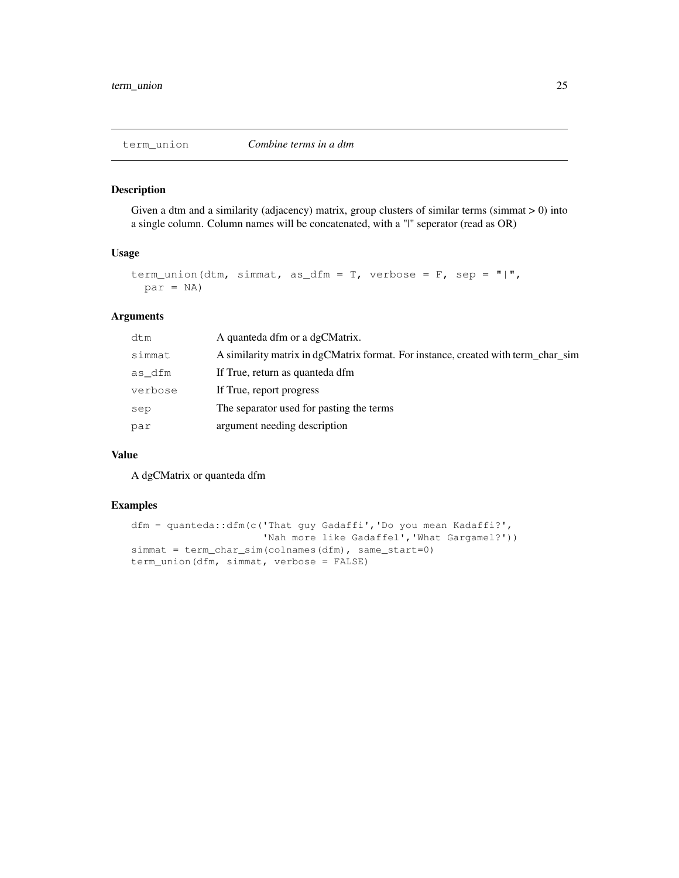## term_union *Combine terms in a dtm*

### Description

Given a dtm and a similarity (adjacency) matrix, group clusters of similar terms (simmat > 0) into a single column. Column names will be concatenated, with a "|" seperator (read as OR)

### Usage

```
term_union(dtm, simmat, as_dfm = T, verbose = F, sep = "|",
  par = NA)
```

### Arguments

| | |
|---|---|
| dtm | A quanteda dfm or a dgCMatrix. |
| simmat | A similarity matrix in dgCMatrix format. For instance, created with term_char_sim |
| as_dfm | If True, return as quanteda dfm |
| verbose | If True, report progress |
| sep | The separator used for pasting the terms |
| par | argument needing description |

### Value

A dgCMatrix or quanteda dfm

### Examples

```
dfm = quanteda::dfm(c('That guy Gadaffi','Do you mean Kadaffi?',
                      'Nah more like Gadaffel','What Gargamel?'))
simmat = term_char_sim(colnames(dfm), same_start=0)
term_union(dfm, simmat, verbose = FALSE)
```